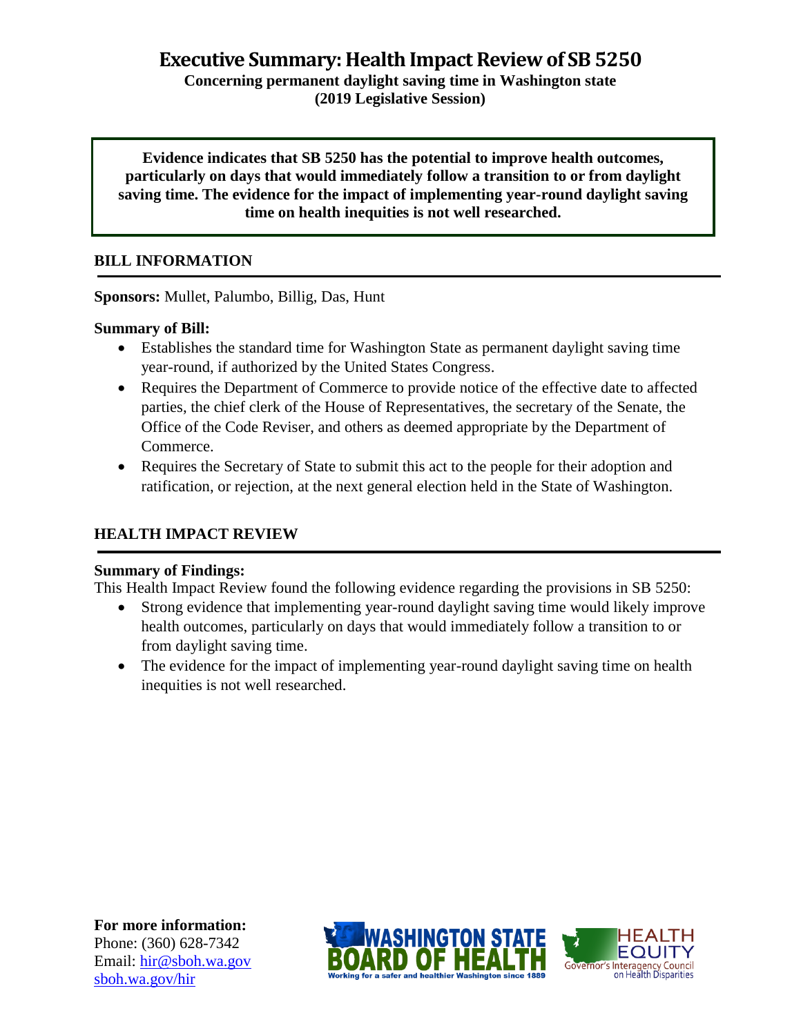# Executive Summary: Health Impact Review of SB 5250

**Concerning permanent daylight saving time in Washington state (2019 Legislative Session)**

**Evidence indicates that SB 5250 has the potential to improve health outcomes, particularly on days that would immediately follow a transition to or from daylight saving time. The evidence for the impact of implementing year-round daylight saving time on health inequities is not well researched.**

## BILL INFORMATION

**Sponsors:** Mullet, Palumbo, Billig, Das, Hunt

**Summary of Bill:**

- Establishes the standard time for Washington State as permanent daylight saving time year-round, if authorized by the United States Congress.
- Requires the Department of Commerce to provide notice of the effective date to affected parties, the chief clerk of the House of Representatives, the secretary of the Senate, the Office of the Code Reviser, and others as deemed appropriate by the Department of Commerce.
- Requires the Secretary of State to submit this act to the people for their adoption and ratification, or rejection, at the next general election held in the State of Washington.

## HEALTH IMPACT REVIEW

**Summary of Findings:**

This Health Impact Review found the following evidence regarding the provisions in SB 5250:

- Strong evidence that implementing year-round daylight saving time would likely improve health outcomes, particularly on days that would immediately follow a transition to or from daylight saving time.
- The evidence for the impact of implementing year-round daylight saving time on health inequities is not well researched.

**For more information:**
Phone: (360) 628-7342
Email: hir@sboh.wa.gov
sboh.wa.gov/hir

WASHINGTON STATE BOARD OF HEALTH — Working for a safer and healthier Washington since 1889

HEALTH EQUITY — Governor's Interagency Council on Health Disparities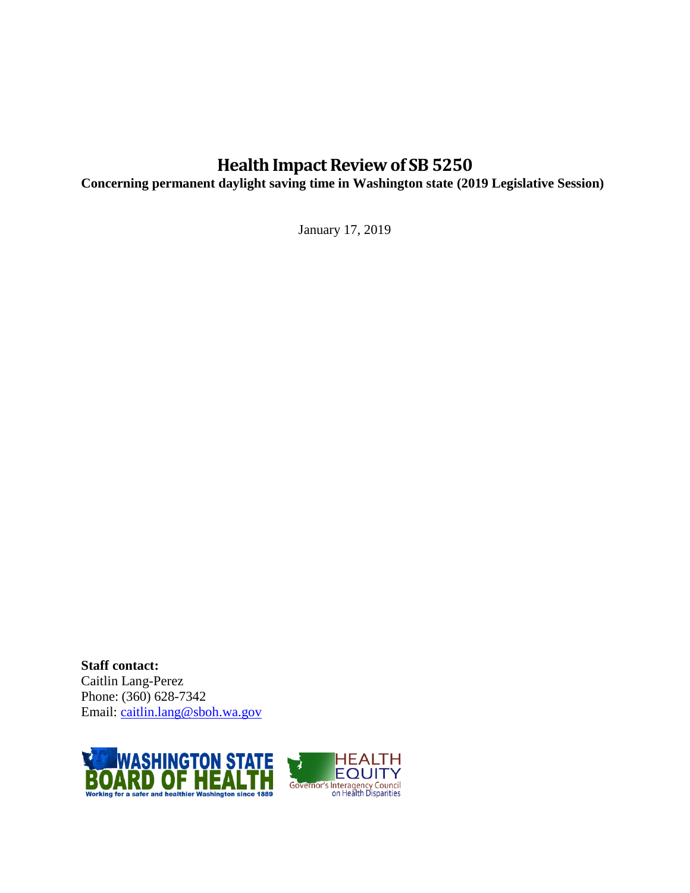# Health Impact Review of SB 5250

**Concerning permanent daylight saving time in Washington state (2019 Legislative Session)**

January 17, 2019

**Staff contact:**
Caitlin Lang-Perez
Phone: (360) 628-7342
Email: caitlin.lang@sboh.wa.gov

WASHINGTON STATE BOARD OF HEALTH
Working for a safer and healthier Washington since 1889

HEALTH EQUITY
Governor's Interagency Council on Health Disparities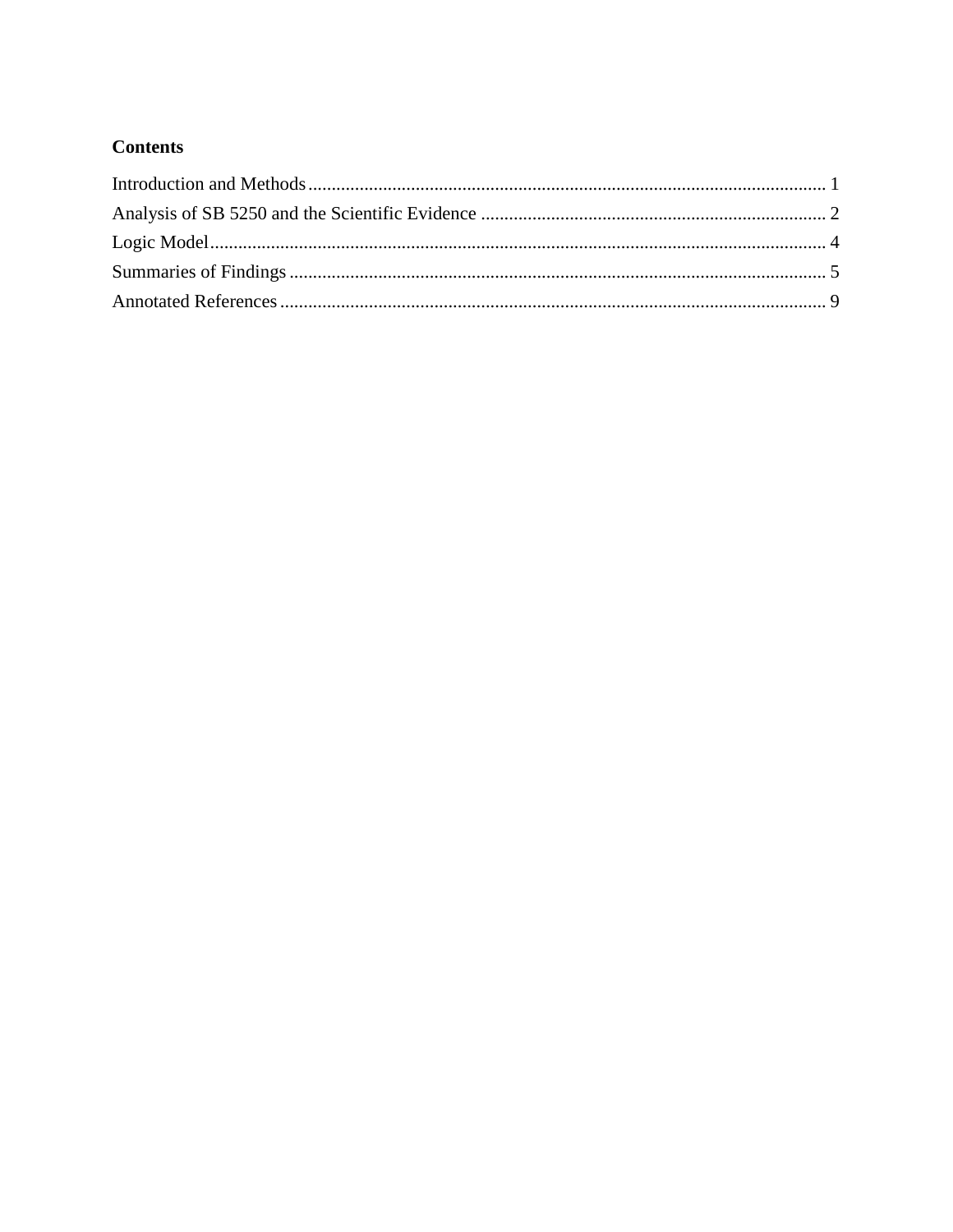**Contents**

Introduction and Methods ........................................................................................................ 1
Analysis of SB 5250 and the Scientific Evidence ............................................................ 2
Logic Model ........................................................................................................................ 4
Summaries of Findings ...................................................................................................... 5
Annotated References ........................................................................................................ 9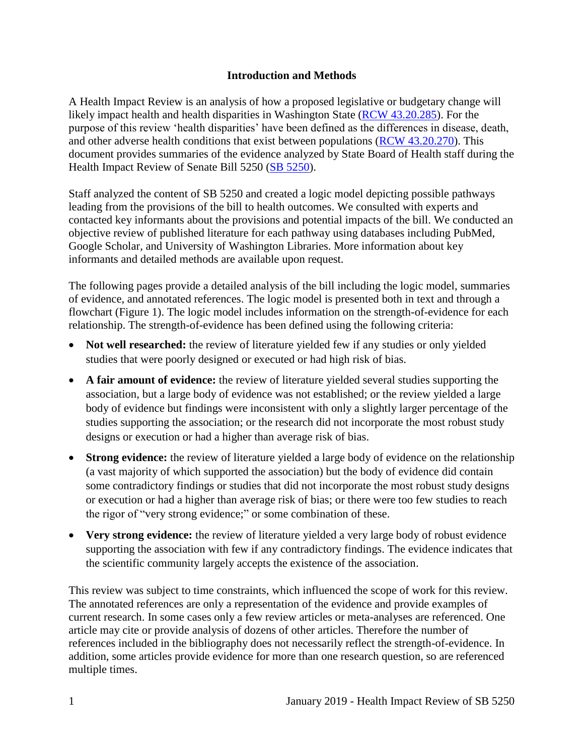## Introduction and Methods

A Health Impact Review is an analysis of how a proposed legislative or budgetary change will likely impact health and health disparities in Washington State ([RCW 43.20.285](RCW 43.20.285)). For the purpose of this review 'health disparities' have been defined as the differences in disease, death, and other adverse health conditions that exist between populations ([RCW 43.20.270](RCW 43.20.270)). This document provides summaries of the evidence analyzed by State Board of Health staff during the Health Impact Review of Senate Bill 5250 ([SB 5250](SB 5250)).

Staff analyzed the content of SB 5250 and created a logic model depicting possible pathways leading from the provisions of the bill to health outcomes. We consulted with experts and contacted key informants about the provisions and potential impacts of the bill. We conducted an objective review of published literature for each pathway using databases including PubMed, Google Scholar, and University of Washington Libraries. More information about key informants and detailed methods are available upon request.

The following pages provide a detailed analysis of the bill including the logic model, summaries of evidence, and annotated references. The logic model is presented both in text and through a flowchart (Figure 1). The logic model includes information on the strength-of-evidence for each relationship. The strength-of-evidence has been defined using the following criteria:

- **Not well researched:** the review of literature yielded few if any studies or only yielded studies that were poorly designed or executed or had high risk of bias.
- **A fair amount of evidence:** the review of literature yielded several studies supporting the association, but a large body of evidence was not established; or the review yielded a large body of evidence but findings were inconsistent with only a slightly larger percentage of the studies supporting the association; or the research did not incorporate the most robust study designs or execution or had a higher than average risk of bias.
- **Strong evidence:** the review of literature yielded a large body of evidence on the relationship (a vast majority of which supported the association) but the body of evidence did contain some contradictory findings or studies that did not incorporate the most robust study designs or execution or had a higher than average risk of bias; or there were too few studies to reach the rigor of "very strong evidence;" or some combination of these.
- **Very strong evidence:** the review of literature yielded a very large body of robust evidence supporting the association with few if any contradictory findings. The evidence indicates that the scientific community largely accepts the existence of the association.

This review was subject to time constraints, which influenced the scope of work for this review. The annotated references are only a representation of the evidence and provide examples of current research. In some cases only a few review articles or meta-analyses are referenced. One article may cite or provide analysis of dozens of other articles. Therefore the number of references included in the bibliography does not necessarily reflect the strength-of-evidence. In addition, some articles provide evidence for more than one research question, so are referenced multiple times.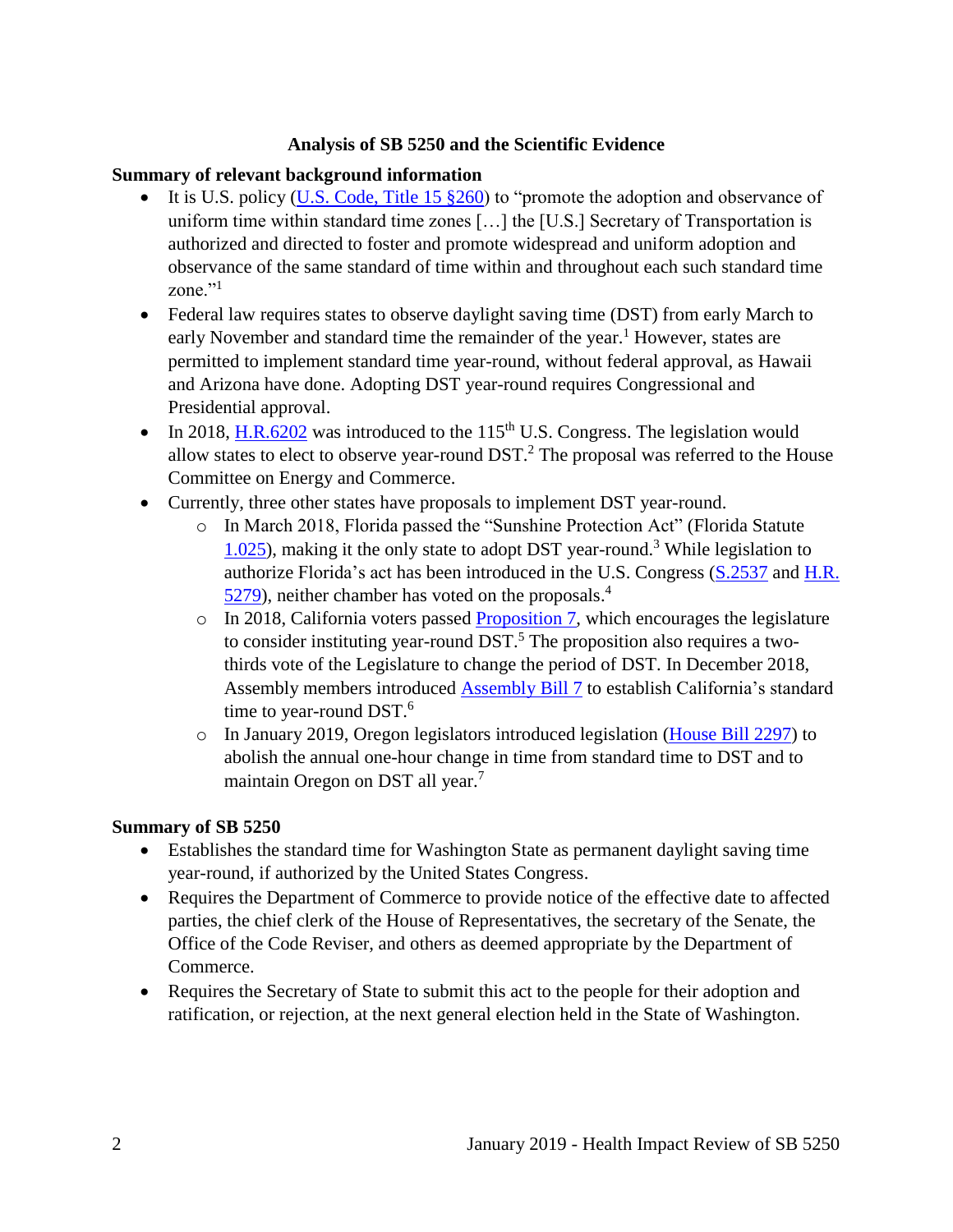## Analysis of SB 5250 and the Scientific Evidence

### Summary of relevant background information

- It is U.S. policy (U.S. Code, Title 15 §260) to "promote the adoption and observance of uniform time within standard time zones […] the [U.S.] Secretary of Transportation is authorized and directed to foster and promote widespread and uniform adoption and observance of the same standard of time within and throughout each such standard time zone."[1]
- Federal law requires states to observe daylight saving time (DST) from early March to early November and standard time the remainder of the year.[1] However, states are permitted to implement standard time year-round, without federal approval, as Hawaii and Arizona have done. Adopting DST year-round requires Congressional and Presidential approval.
- In 2018, H.R.6202 was introduced to the 115th U.S. Congress. The legislation would allow states to elect to observe year-round DST.[2] The proposal was referred to the House Committee on Energy and Commerce.
- Currently, three other states have proposals to implement DST year-round.
    - In March 2018, Florida passed the "Sunshine Protection Act" (Florida Statute 1.025), making it the only state to adopt DST year-round.[3] While legislation to authorize Florida's act has been introduced in the U.S. Congress (S.2537 and H.R. 5279), neither chamber has voted on the proposals.[4]
    - In 2018, California voters passed Proposition 7, which encourages the legislature to consider instituting year-round DST.[5] The proposition also requires a two-thirds vote of the Legislature to change the period of DST. In December 2018, Assembly members introduced Assembly Bill 7 to establish California's standard time to year-round DST.[6]
    - In January 2019, Oregon legislators introduced legislation (House Bill 2297) to abolish the annual one-hour change in time from standard time to DST and to maintain Oregon on DST all year.[7]

### Summary of SB 5250

- Establishes the standard time for Washington State as permanent daylight saving time year-round, if authorized by the United States Congress.
- Requires the Department of Commerce to provide notice of the effective date to affected parties, the chief clerk of the House of Representatives, the secretary of the Senate, the Office of the Code Reviser, and others as deemed appropriate by the Department of Commerce.
- Requires the Secretary of State to submit this act to the people for their adoption and ratification, or rejection, at the next general election held in the State of Washington.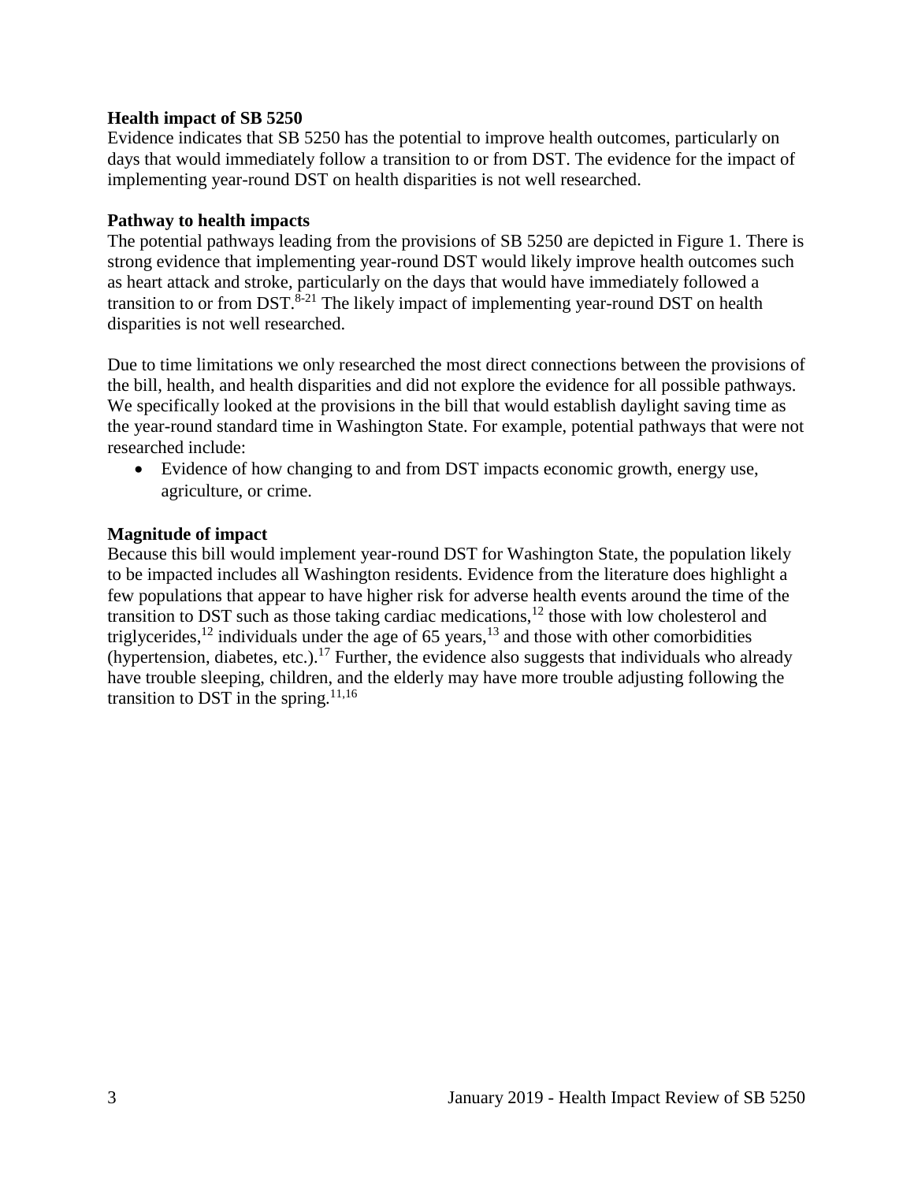**Health impact of SB 5250**

Evidence indicates that SB 5250 has the potential to improve health outcomes, particularly on days that would immediately follow a transition to or from DST. The evidence for the impact of implementing year-round DST on health disparities is not well researched.

**Pathway to health impacts**

The potential pathways leading from the provisions of SB 5250 are depicted in Figure 1. There is strong evidence that implementing year-round DST would likely improve health outcomes such as heart attack and stroke, particularly on the days that would have immediately followed a transition to or from DST.[8-21] The likely impact of implementing year-round DST on health disparities is not well researched.

Due to time limitations we only researched the most direct connections between the provisions of the bill, health, and health disparities and did not explore the evidence for all possible pathways. We specifically looked at the provisions in the bill that would establish daylight saving time as the year-round standard time in Washington State. For example, potential pathways that were not researched include:

- Evidence of how changing to and from DST impacts economic growth, energy use, agriculture, or crime.

**Magnitude of impact**

Because this bill would implement year-round DST for Washington State, the population likely to be impacted includes all Washington residents. Evidence from the literature does highlight a few populations that appear to have higher risk for adverse health events around the time of the transition to DST such as those taking cardiac medications,[12] those with low cholesterol and triglycerides,[12] individuals under the age of 65 years,[13] and those with other comorbidities (hypertension, diabetes, etc.).[17] Further, the evidence also suggests that individuals who already have trouble sleeping, children, and the elderly may have more trouble adjusting following the transition to DST in the spring.[11,16]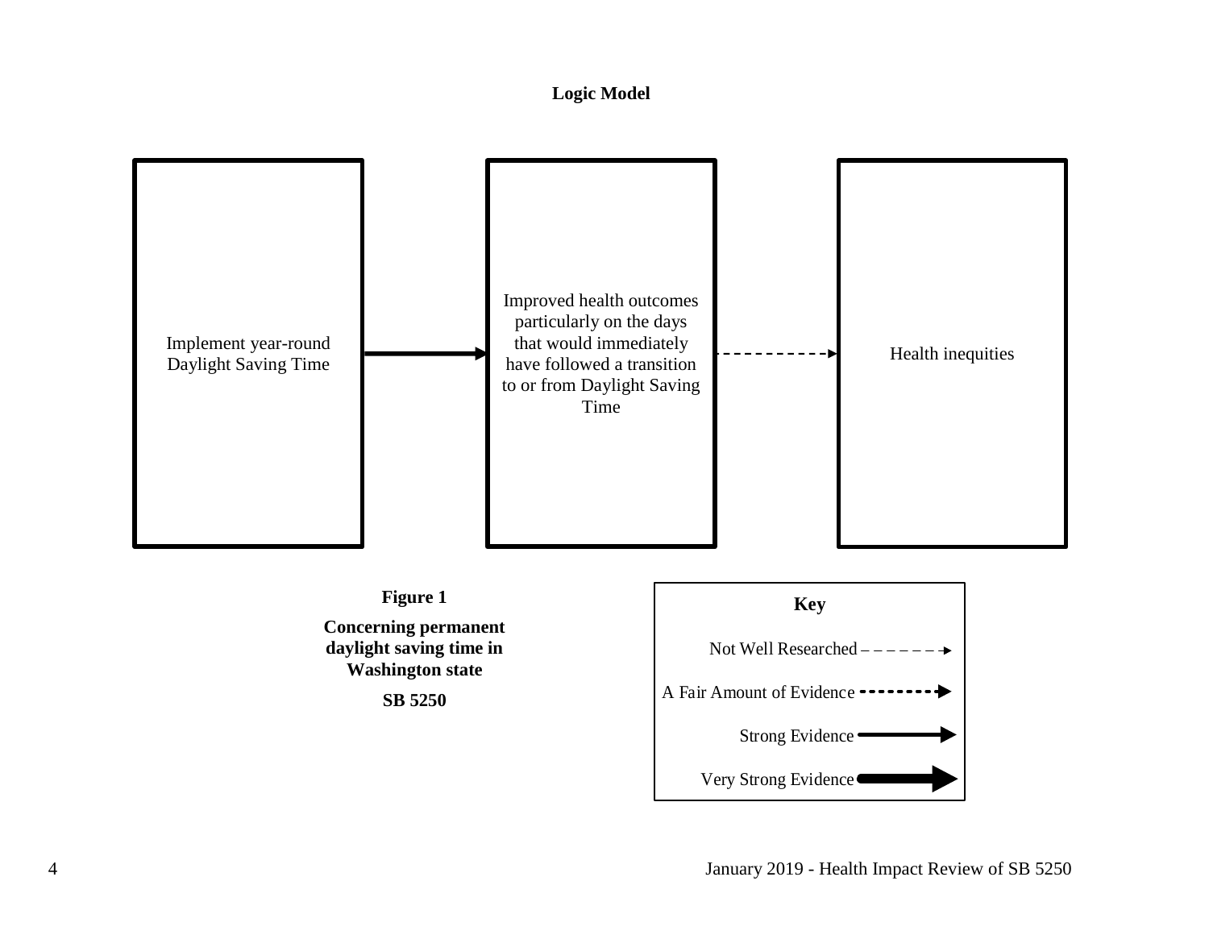**Logic Model**

Implement year-round Daylight Saving Time → Improved health outcomes particularly on the days that would immediately have followed a transition to or from Daylight Saving Time - - - → Health inequities

**Figure 1**

**Concerning permanent daylight saving time in Washington state**

**SB 5250**

**Key**

Not Well Researched
A Fair Amount of Evidence
Strong Evidence
Very Strong Evidence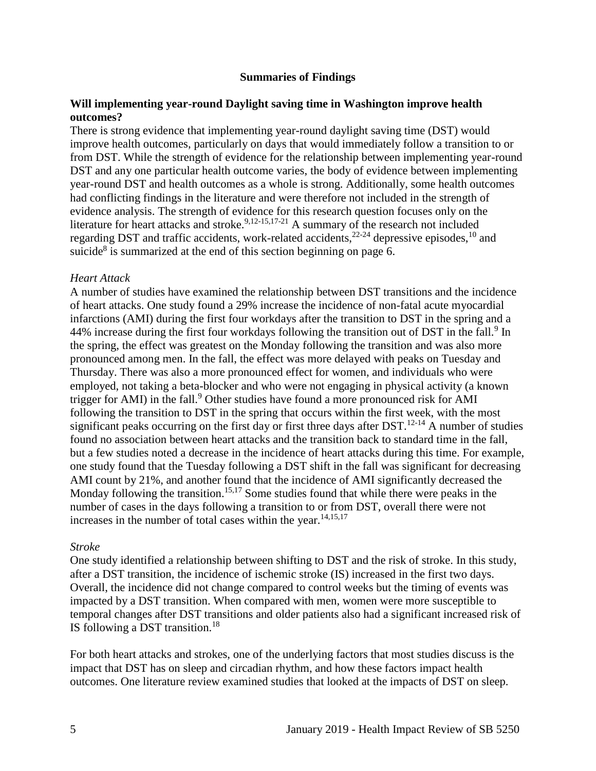## Summaries of Findings

**Will implementing year-round Daylight saving time in Washington improve health outcomes?**

There is strong evidence that implementing year-round daylight saving time (DST) would improve health outcomes, particularly on days that would immediately follow a transition to or from DST. While the strength of evidence for the relationship between implementing year-round DST and any one particular health outcome varies, the body of evidence between implementing year-round DST and health outcomes as a whole is strong. Additionally, some health outcomes had conflicting findings in the literature and were therefore not included in the strength of evidence analysis. The strength of evidence for this research question focuses only on the literature for heart attacks and stroke.[9,12-15,17-21] A summary of the research not included regarding DST and traffic accidents, work-related accidents,[22-24] depressive episodes,[10] and suicide[8] is summarized at the end of this section beginning on page 6.

*Heart Attack*

A number of studies have examined the relationship between DST transitions and the incidence of heart attacks. One study found a 29% increase the incidence of non-fatal acute myocardial infarctions (AMI) during the first four workdays after the transition to DST in the spring and a 44% increase during the first four workdays following the transition out of DST in the fall.[9] In the spring, the effect was greatest on the Monday following the transition and was also more pronounced among men. In the fall, the effect was more delayed with peaks on Tuesday and Thursday. There was also a more pronounced effect for women, and individuals who were employed, not taking a beta-blocker and who were not engaging in physical activity (a known trigger for AMI) in the fall.[9] Other studies have found a more pronounced risk for AMI following the transition to DST in the spring that occurs within the first week, with the most significant peaks occurring on the first day or first three days after DST.[12-14] A number of studies found no association between heart attacks and the transition back to standard time in the fall, but a few studies noted a decrease in the incidence of heart attacks during this time. For example, one study found that the Tuesday following a DST shift in the fall was significant for decreasing AMI count by 21%, and another found that the incidence of AMI significantly decreased the Monday following the transition.[15,17] Some studies found that while there were peaks in the number of cases in the days following a transition to or from DST, overall there were not increases in the number of total cases within the year.[14,15,17]

*Stroke*

One study identified a relationship between shifting to DST and the risk of stroke. In this study, after a DST transition, the incidence of ischemic stroke (IS) increased in the first two days. Overall, the incidence did not change compared to control weeks but the timing of events was impacted by a DST transition. When compared with men, women were more susceptible to temporal changes after DST transitions and older patients also had a significant increased risk of IS following a DST transition.[18]

For both heart attacks and strokes, one of the underlying factors that most studies discuss is the impact that DST has on sleep and circadian rhythm, and how these factors impact health outcomes. One literature review examined studies that looked at the impacts of DST on sleep.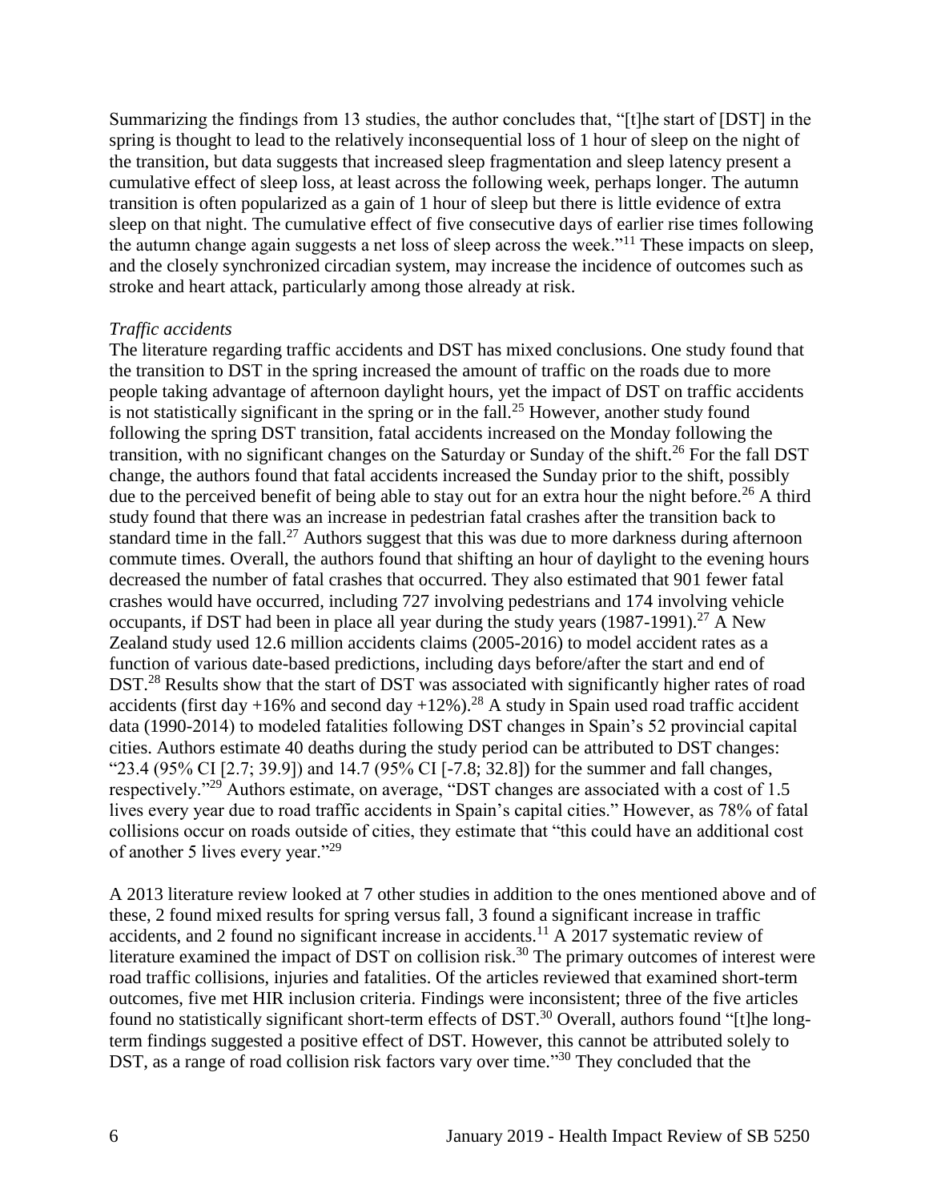Summarizing the findings from 13 studies, the author concludes that, "[t]he start of [DST] in the spring is thought to lead to the relatively inconsequential loss of 1 hour of sleep on the night of the transition, but data suggests that increased sleep fragmentation and sleep latency present a cumulative effect of sleep loss, at least across the following week, perhaps longer. The autumn transition is often popularized as a gain of 1 hour of sleep but there is little evidence of extra sleep on that night. The cumulative effect of five consecutive days of earlier rise times following the autumn change again suggests a net loss of sleep across the week."[11] These impacts on sleep, and the closely synchronized circadian system, may increase the incidence of outcomes such as stroke and heart attack, particularly among those already at risk.

*Traffic accidents*

The literature regarding traffic accidents and DST has mixed conclusions. One study found that the transition to DST in the spring increased the amount of traffic on the roads due to more people taking advantage of afternoon daylight hours, yet the impact of DST on traffic accidents is not statistically significant in the spring or in the fall.[25] However, another study found following the spring DST transition, fatal accidents increased on the Monday following the transition, with no significant changes on the Saturday or Sunday of the shift.[26] For the fall DST change, the authors found that fatal accidents increased the Sunday prior to the shift, possibly due to the perceived benefit of being able to stay out for an extra hour the night before.[26] A third study found that there was an increase in pedestrian fatal crashes after the transition back to standard time in the fall.[27] Authors suggest that this was due to more darkness during afternoon commute times. Overall, the authors found that shifting an hour of daylight to the evening hours decreased the number of fatal crashes that occurred. They also estimated that 901 fewer fatal crashes would have occurred, including 727 involving pedestrians and 174 involving vehicle occupants, if DST had been in place all year during the study years (1987-1991).[27] A New Zealand study used 12.6 million accidents claims (2005-2016) to model accident rates as a function of various date-based predictions, including days before/after the start and end of DST.[28] Results show that the start of DST was associated with significantly higher rates of road accidents (first day +16% and second day +12%).[28] A study in Spain used road traffic accident data (1990-2014) to modeled fatalities following DST changes in Spain's 52 provincial capital cities. Authors estimate 40 deaths during the study period can be attributed to DST changes: "23.4 (95% CI [2.7; 39.9]) and 14.7 (95% CI [-7.8; 32.8]) for the summer and fall changes, respectively."[29] Authors estimate, on average, "DST changes are associated with a cost of 1.5 lives every year due to road traffic accidents in Spain's capital cities." However, as 78% of fatal collisions occur on roads outside of cities, they estimate that "this could have an additional cost of another 5 lives every year."[29]

A 2013 literature review looked at 7 other studies in addition to the ones mentioned above and of these, 2 found mixed results for spring versus fall, 3 found a significant increase in traffic accidents, and 2 found no significant increase in accidents.[11] A 2017 systematic review of literature examined the impact of DST on collision risk.[30] The primary outcomes of interest were road traffic collisions, injuries and fatalities. Of the articles reviewed that examined short-term outcomes, five met HIR inclusion criteria. Findings were inconsistent; three of the five articles found no statistically significant short-term effects of DST.[30] Overall, authors found "[t]he long-term findings suggested a positive effect of DST. However, this cannot be attributed solely to DST, as a range of road collision risk factors vary over time."[30] They concluded that the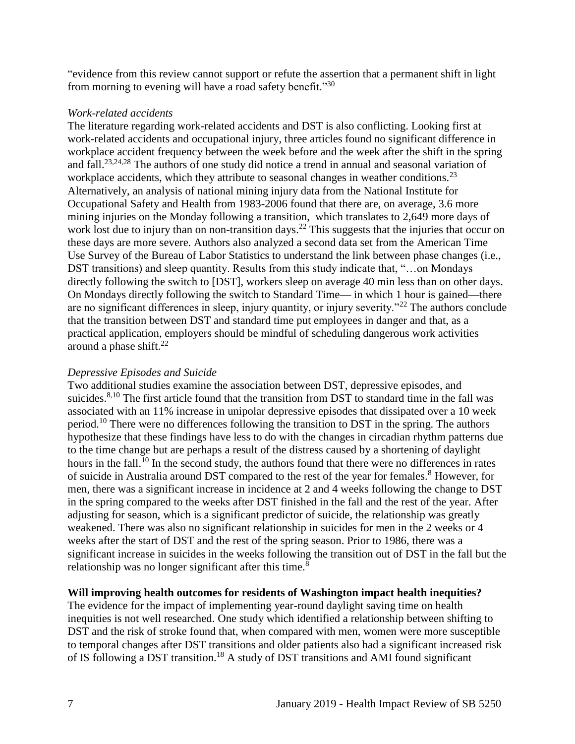"evidence from this review cannot support or refute the assertion that a permanent shift in light from morning to evening will have a road safety benefit."[30]

*Work-related accidents*

The literature regarding work-related accidents and DST is also conflicting. Looking first at work-related accidents and occupational injury, three articles found no significant difference in workplace accident frequency between the week before and the week after the shift in the spring and fall.[23,24,28] The authors of one study did notice a trend in annual and seasonal variation of workplace accidents, which they attribute to seasonal changes in weather conditions.[23] Alternatively, an analysis of national mining injury data from the National Institute for Occupational Safety and Health from 1983-2006 found that there are, on average, 3.6 more mining injuries on the Monday following a transition, which translates to 2,649 more days of work lost due to injury than on non-transition days.[22] This suggests that the injuries that occur on these days are more severe. Authors also analyzed a second data set from the American Time Use Survey of the Bureau of Labor Statistics to understand the link between phase changes (i.e., DST transitions) and sleep quantity. Results from this study indicate that, "…on Mondays directly following the switch to [DST], workers sleep on average 40 min less than on other days. On Mondays directly following the switch to Standard Time— in which 1 hour is gained—there are no significant differences in sleep, injury quantity, or injury severity."[22] The authors conclude that the transition between DST and standard time put employees in danger and that, as a practical application, employers should be mindful of scheduling dangerous work activities around a phase shift.[22]

*Depressive Episodes and Suicide*

Two additional studies examine the association between DST, depressive episodes, and suicides.[8,10] The first article found that the transition from DST to standard time in the fall was associated with an 11% increase in unipolar depressive episodes that dissipated over a 10 week period.[10] There were no differences following the transition to DST in the spring. The authors hypothesize that these findings have less to do with the changes in circadian rhythm patterns due to the time change but are perhaps a result of the distress caused by a shortening of daylight hours in the fall.[10] In the second study, the authors found that there were no differences in rates of suicide in Australia around DST compared to the rest of the year for females.[8] However, for men, there was a significant increase in incidence at 2 and 4 weeks following the change to DST in the spring compared to the weeks after DST finished in the fall and the rest of the year. After adjusting for season, which is a significant predictor of suicide, the relationship was greatly weakened. There was also no significant relationship in suicides for men in the 2 weeks or 4 weeks after the start of DST and the rest of the spring season. Prior to 1986, there was a significant increase in suicides in the weeks following the transition out of DST in the fall but the relationship was no longer significant after this time.[8]

**Will improving health outcomes for residents of Washington impact health inequities?**

The evidence for the impact of implementing year-round daylight saving time on health inequities is not well researched. One study which identified a relationship between shifting to DST and the risk of stroke found that, when compared with men, women were more susceptible to temporal changes after DST transitions and older patients also had a significant increased risk of IS following a DST transition.[18] A study of DST transitions and AMI found significant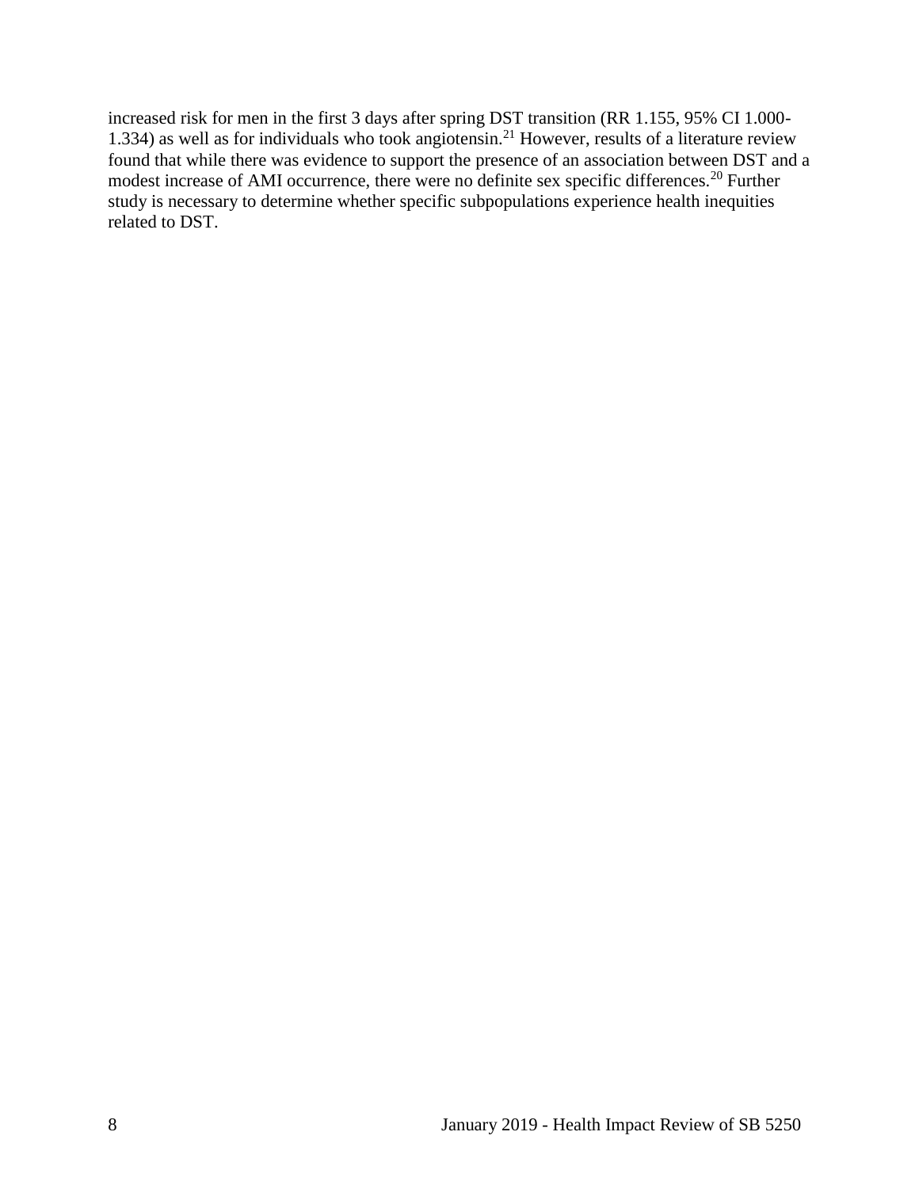increased risk for men in the first 3 days after spring DST transition (RR 1.155, 95% CI 1.000-1.334) as well as for individuals who took angiotensin.[21] However, results of a literature review found that while there was evidence to support the presence of an association between DST and a modest increase of AMI occurrence, there were no definite sex specific differences.[20] Further study is necessary to determine whether specific subpopulations experience health inequities related to DST.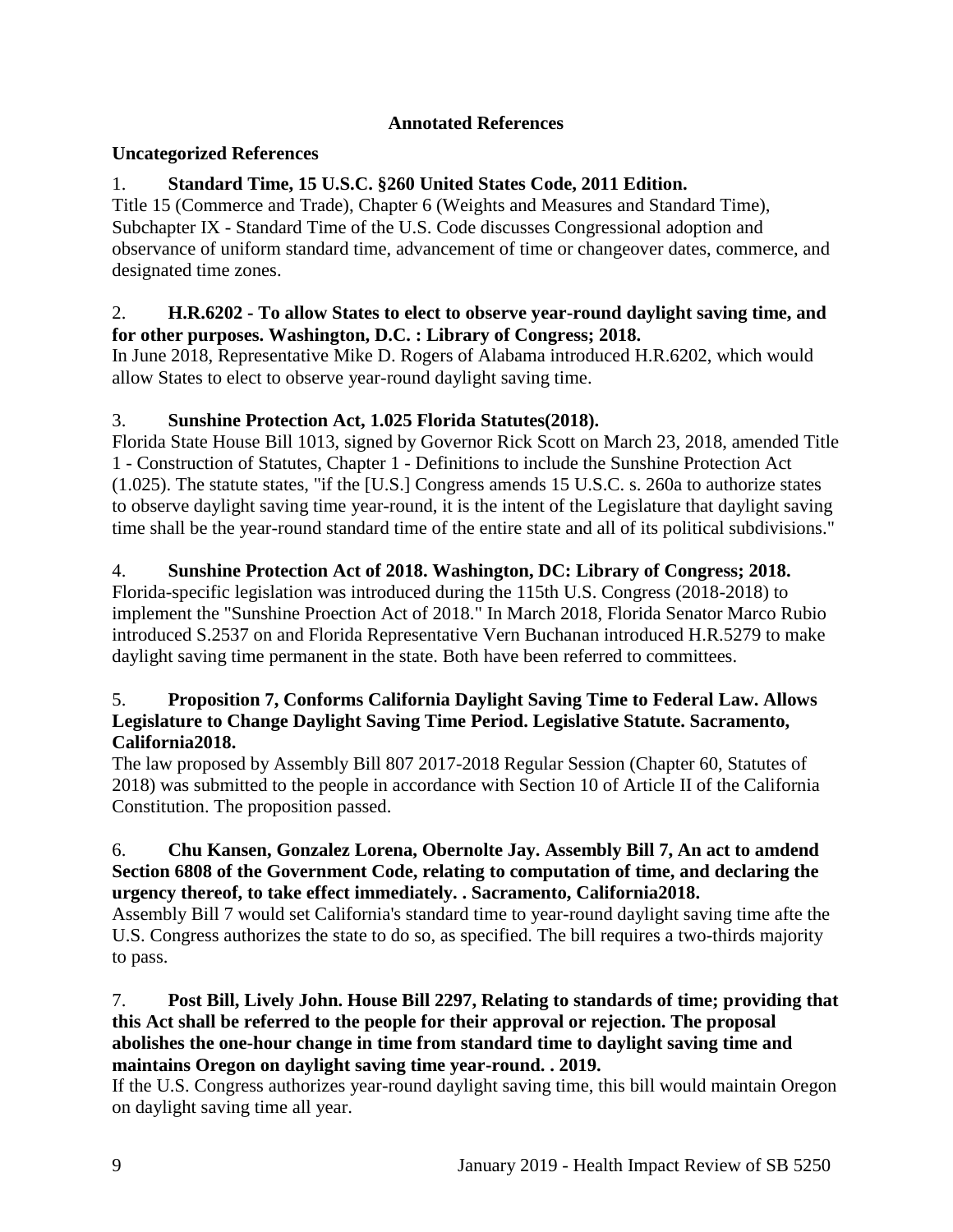## Annotated References

### Uncategorized References

1. **Standard Time, 15 U.S.C. §260 United States Code, 2011 Edition.**
Title 15 (Commerce and Trade), Chapter 6 (Weights and Measures and Standard Time), Subchapter IX - Standard Time of the U.S. Code discusses Congressional adoption and observance of uniform standard time, advancement of time or changeover dates, commerce, and designated time zones.

2. **H.R.6202 - To allow States to elect to observe year-round daylight saving time, and for other purposes. Washington, D.C. : Library of Congress; 2018.**
In June 2018, Representative Mike D. Rogers of Alabama introduced H.R.6202, which would allow States to elect to observe year-round daylight saving time.

3. **Sunshine Protection Act, 1.025 Florida Statutes(2018).**
Florida State House Bill 1013, signed by Governor Rick Scott on March 23, 2018, amended Title 1 - Construction of Statutes, Chapter 1 - Definitions to include the Sunshine Protection Act (1.025). The statute states, "if the [U.S.] Congress amends 15 U.S.C. s. 260a to authorize states to observe daylight saving time year-round, it is the intent of the Legislature that daylight saving time shall be the year-round standard time of the entire state and all of its political subdivisions."

4. **Sunshine Protection Act of 2018. Washington, DC: Library of Congress; 2018.**
Florida-specific legislation was introduced during the 115th U.S. Congress (2018-2018) to implement the "Sunshine Proection Act of 2018." In March 2018, Florida Senator Marco Rubio introduced S.2537 on and Florida Representative Vern Buchanan introduced H.R.5279 to make daylight saving time permanent in the state. Both have been referred to committees.

5. **Proposition 7, Conforms California Daylight Saving Time to Federal Law. Allows Legislature to Change Daylight Saving Time Period. Legislative Statute. Sacramento, California2018.**
The law proposed by Assembly Bill 807 2017-2018 Regular Session (Chapter 60, Statutes of 2018) was submitted to the people in accordance with Section 10 of Article II of the California Constitution. The proposition passed.

6. **Chu Kansen, Gonzalez Lorena, Obernolte Jay. Assembly Bill 7, An act to amdend Section 6808 of the Government Code, relating to computation of time, and declaring the urgency thereof, to take effect immediately. . Sacramento, California2018.**
Assembly Bill 7 would set California's standard time to year-round daylight saving time afte the U.S. Congress authorizes the state to do so, as specified. The bill requires a two-thirds majority to pass.

7. **Post Bill, Lively John. House Bill 2297, Relating to standards of time; providing that this Act shall be referred to the people for their approval or rejection. The proposal abolishes the one-hour change in time from standard time to daylight saving time and maintains Oregon on daylight saving time year-round. . 2019.**
If the U.S. Congress authorizes year-round daylight saving time, this bill would maintain Oregon on daylight saving time all year.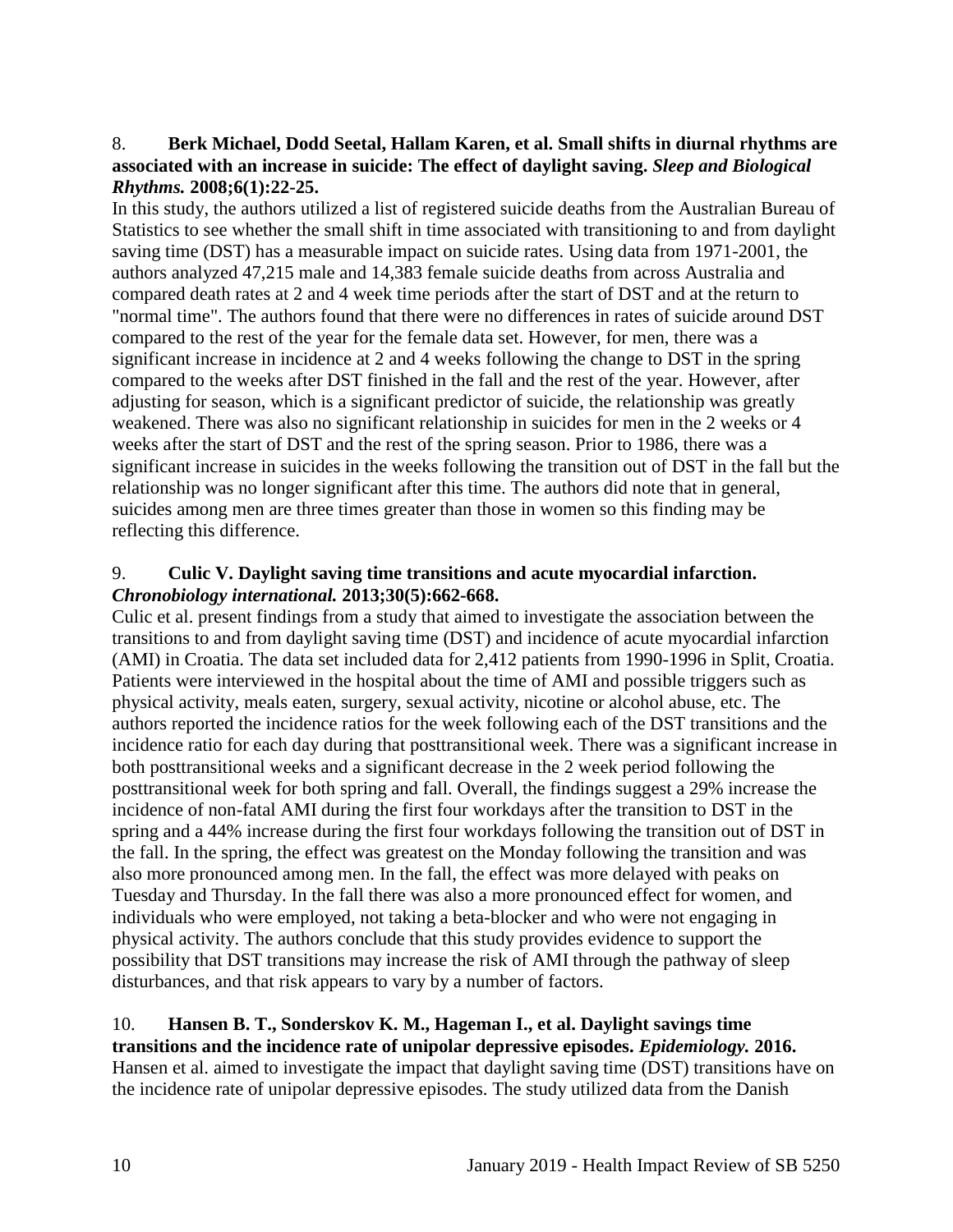8. **Berk Michael, Dodd Seetal, Hallam Karen, et al. Small shifts in diurnal rhythms are associated with an increase in suicide: The effect of daylight saving. *Sleep and Biological Rhythms.* 2008;6(1):22-25.**

In this study, the authors utilized a list of registered suicide deaths from the Australian Bureau of Statistics to see whether the small shift in time associated with transitioning to and from daylight saving time (DST) has a measurable impact on suicide rates. Using data from 1971-2001, the authors analyzed 47,215 male and 14,383 female suicide deaths from across Australia and compared death rates at 2 and 4 week time periods after the start of DST and at the return to "normal time". The authors found that there were no differences in rates of suicide around DST compared to the rest of the year for the female data set. However, for men, there was a significant increase in incidence at 2 and 4 weeks following the change to DST in the spring compared to the weeks after DST finished in the fall and the rest of the year. However, after adjusting for season, which is a significant predictor of suicide, the relationship was greatly weakened. There was also no significant relationship in suicides for men in the 2 weeks or 4 weeks after the start of DST and the rest of the spring season. Prior to 1986, there was a significant increase in suicides in the weeks following the transition out of DST in the fall but the relationship was no longer significant after this time. The authors did note that in general, suicides among men are three times greater than those in women so this finding may be reflecting this difference.

9. **Culic V. Daylight saving time transitions and acute myocardial infarction. *Chronobiology international.* 2013;30(5):662-668.**

Culic et al. present findings from a study that aimed to investigate the association between the transitions to and from daylight saving time (DST) and incidence of acute myocardial infarction (AMI) in Croatia. The data set included data for 2,412 patients from 1990-1996 in Split, Croatia. Patients were interviewed in the hospital about the time of AMI and possible triggers such as physical activity, meals eaten, surgery, sexual activity, nicotine or alcohol abuse, etc. The authors reported the incidence ratios for the week following each of the DST transitions and the incidence ratio for each day during that posttransitional week. There was a significant increase in both posttransitional weeks and a significant decrease in the 2 week period following the posttransitional week for both spring and fall. Overall, the findings suggest a 29% increase the incidence of non-fatal AMI during the first four workdays after the transition to DST in the spring and a 44% increase during the first four workdays following the transition out of DST in the fall. In the spring, the effect was greatest on the Monday following the transition and was also more pronounced among men. In the fall, the effect was more delayed with peaks on Tuesday and Thursday. In the fall there was also a more pronounced effect for women, and individuals who were employed, not taking a beta-blocker and who were not engaging in physical activity. The authors conclude that this study provides evidence to support the possibility that DST transitions may increase the risk of AMI through the pathway of sleep disturbances, and that risk appears to vary by a number of factors.

10. **Hansen B. T., Sonderskov K. M., Hageman I., et al. Daylight savings time transitions and the incidence rate of unipolar depressive episodes. *Epidemiology.* 2016.**

Hansen et al. aimed to investigate the impact that daylight saving time (DST) transitions have on the incidence rate of unipolar depressive episodes. The study utilized data from the Danish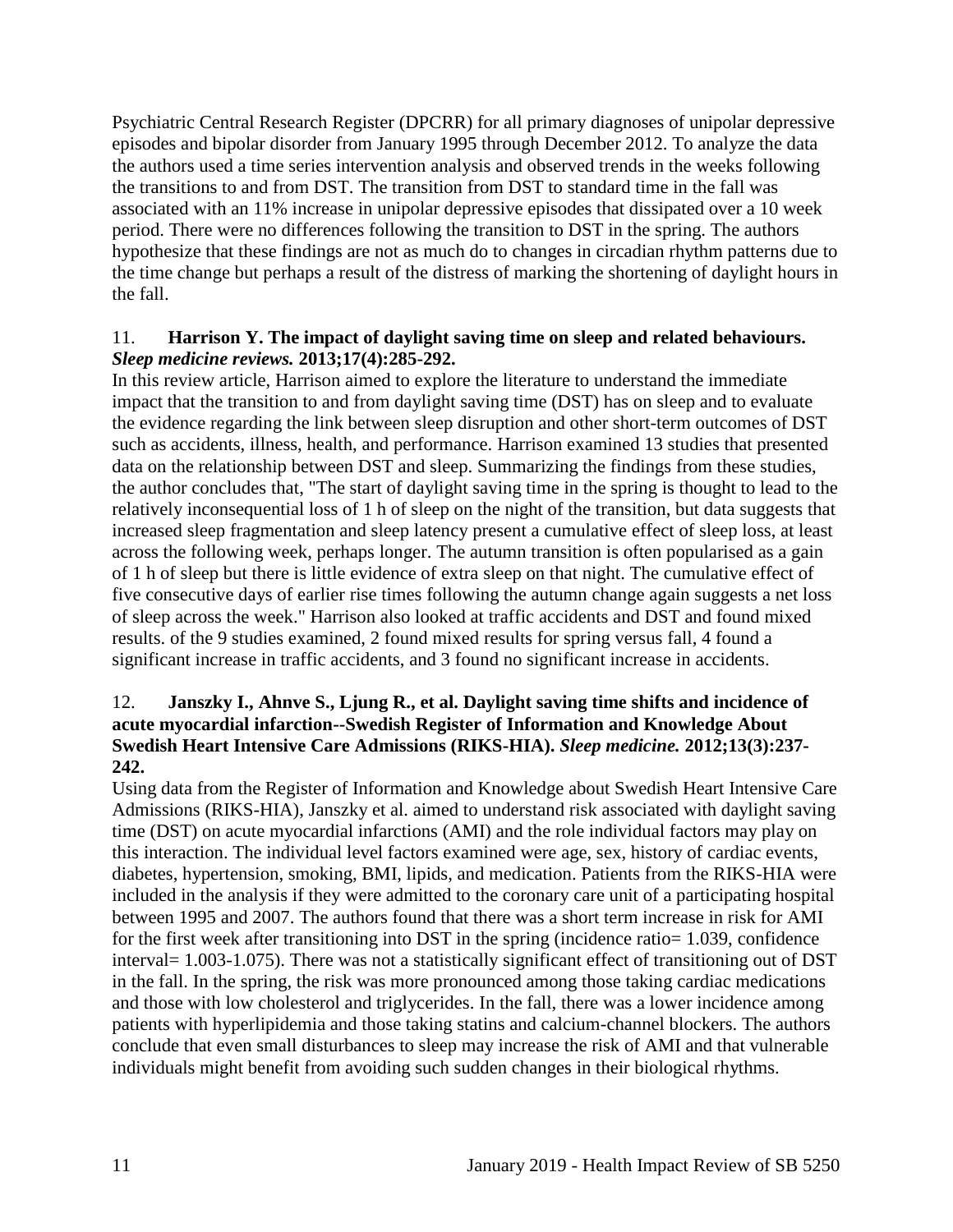Psychiatric Central Research Register (DPCRR) for all primary diagnoses of unipolar depressive episodes and bipolar disorder from January 1995 through December 2012. To analyze the data the authors used a time series intervention analysis and observed trends in the weeks following the transitions to and from DST. The transition from DST to standard time in the fall was associated with an 11% increase in unipolar depressive episodes that dissipated over a 10 week period. There were no differences following the transition to DST in the spring. The authors hypothesize that these findings are not as much do to changes in circadian rhythm patterns due to the time change but perhaps a result of the distress of marking the shortening of daylight hours in the fall.

11. **Harrison Y. The impact of daylight saving time on sleep and related behaviours.** ***Sleep medicine reviews.*** **2013;17(4):285-292.**

In this review article, Harrison aimed to explore the literature to understand the immediate impact that the transition to and from daylight saving time (DST) has on sleep and to evaluate the evidence regarding the link between sleep disruption and other short-term outcomes of DST such as accidents, illness, health, and performance. Harrison examined 13 studies that presented data on the relationship between DST and sleep. Summarizing the findings from these studies, the author concludes that, "The start of daylight saving time in the spring is thought to lead to the relatively inconsequential loss of 1 h of sleep on the night of the transition, but data suggests that increased sleep fragmentation and sleep latency present a cumulative effect of sleep loss, at least across the following week, perhaps longer. The autumn transition is often popularised as a gain of 1 h of sleep but there is little evidence of extra sleep on that night. The cumulative effect of five consecutive days of earlier rise times following the autumn change again suggests a net loss of sleep across the week." Harrison also looked at traffic accidents and DST and found mixed results. of the 9 studies examined, 2 found mixed results for spring versus fall, 4 found a significant increase in traffic accidents, and 3 found no significant increase in accidents.

12. **Janszky I., Ahnve S., Ljung R., et al. Daylight saving time shifts and incidence of acute myocardial infarction--Swedish Register of Information and Knowledge About Swedish Heart Intensive Care Admissions (RIKS-HIA).** ***Sleep medicine.*** **2012;13(3):237-242.**

Using data from the Register of Information and Knowledge about Swedish Heart Intensive Care Admissions (RIKS-HIA), Janszky et al. aimed to understand risk associated with daylight saving time (DST) on acute myocardial infarctions (AMI) and the role individual factors may play on this interaction. The individual level factors examined were age, sex, history of cardiac events, diabetes, hypertension, smoking, BMI, lipids, and medication. Patients from the RIKS-HIA were included in the analysis if they were admitted to the coronary care unit of a participating hospital between 1995 and 2007. The authors found that there was a short term increase in risk for AMI for the first week after transitioning into DST in the spring (incidence ratio= 1.039, confidence interval= 1.003-1.075). There was not a statistically significant effect of transitioning out of DST in the fall. In the spring, the risk was more pronounced among those taking cardiac medications and those with low cholesterol and triglycerides. In the fall, there was a lower incidence among patients with hyperlipidemia and those taking statins and calcium-channel blockers. The authors conclude that even small disturbances to sleep may increase the risk of AMI and that vulnerable individuals might benefit from avoiding such sudden changes in their biological rhythms.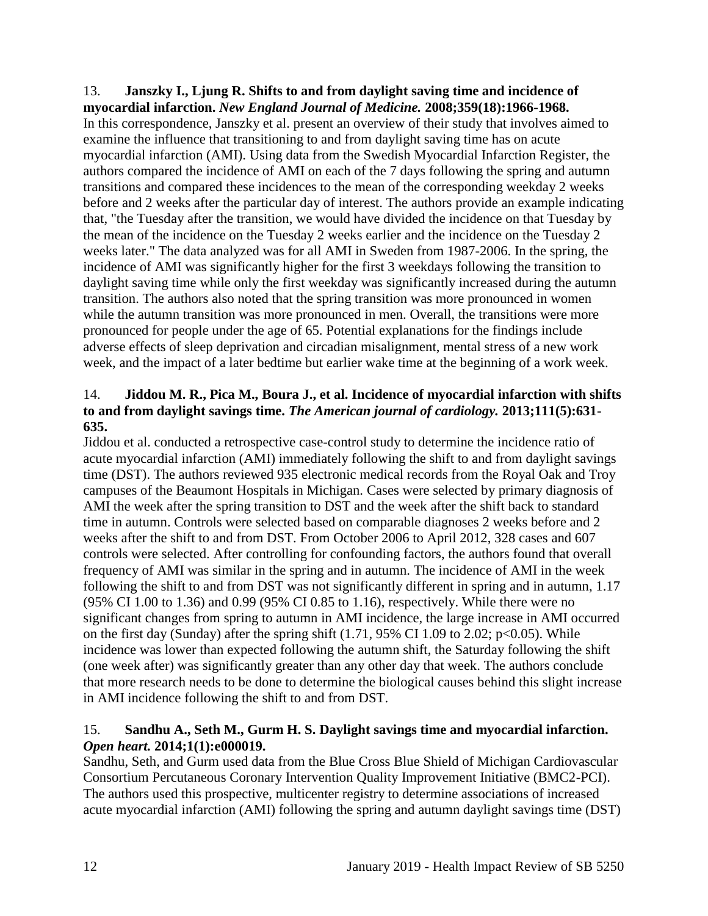13. **Janszky I., Ljung R. Shifts to and from daylight saving time and incidence of myocardial infarction.** ***New England Journal of Medicine.*** **2008;359(18):1966-1968.**
In this correspondence, Janszky et al. present an overview of their study that involves aimed to examine the influence that transitioning to and from daylight saving time has on acute myocardial infarction (AMI). Using data from the Swedish Myocardial Infarction Register, the authors compared the incidence of AMI on each of the 7 days following the spring and autumn transitions and compared these incidences to the mean of the corresponding weekday 2 weeks before and 2 weeks after the particular day of interest. The authors provide an example indicating that, "the Tuesday after the transition, we would have divided the incidence on that Tuesday by the mean of the incidence on the Tuesday 2 weeks earlier and the incidence on the Tuesday 2 weeks later." The data analyzed was for all AMI in Sweden from 1987-2006. In the spring, the incidence of AMI was significantly higher for the first 3 weekdays following the transition to daylight saving time while only the first weekday was significantly increased during the autumn transition. The authors also noted that the spring transition was more pronounced in women while the autumn transition was more pronounced in men. Overall, the transitions were more pronounced for people under the age of 65. Potential explanations for the findings include adverse effects of sleep deprivation and circadian misalignment, mental stress of a new work week, and the impact of a later bedtime but earlier wake time at the beginning of a work week.

14. **Jiddou M. R., Pica M., Boura J., et al. Incidence of myocardial infarction with shifts to and from daylight savings time.** ***The American journal of cardiology.*** **2013;111(5):631-635.**
Jiddou et al. conducted a retrospective case-control study to determine the incidence ratio of acute myocardial infarction (AMI) immediately following the shift to and from daylight savings time (DST). The authors reviewed 935 electronic medical records from the Royal Oak and Troy campuses of the Beaumont Hospitals in Michigan. Cases were selected by primary diagnosis of AMI the week after the spring transition to DST and the week after the shift back to standard time in autumn. Controls were selected based on comparable diagnoses 2 weeks before and 2 weeks after the shift to and from DST. From October 2006 to April 2012, 328 cases and 607 controls were selected. After controlling for confounding factors, the authors found that overall frequency of AMI was similar in the spring and in autumn. The incidence of AMI in the week following the shift to and from DST was not significantly different in spring and in autumn, 1.17 (95% CI 1.00 to 1.36) and 0.99 (95% CI 0.85 to 1.16), respectively. While there were no significant changes from spring to autumn in AMI incidence, the large increase in AMI occurred on the first day (Sunday) after the spring shift (1.71, 95% CI 1.09 to 2.02; $p<0.05$). While incidence was lower than expected following the autumn shift, the Saturday following the shift (one week after) was significantly greater than any other day that week. The authors conclude that more research needs to be done to determine the biological causes behind this slight increase in AMI incidence following the shift to and from DST.

15. **Sandhu A., Seth M., Gurm H. S. Daylight savings time and myocardial infarction.** ***Open heart.*** **2014;1(1):e000019.**
Sandhu, Seth, and Gurm used data from the Blue Cross Blue Shield of Michigan Cardiovascular Consortium Percutaneous Coronary Intervention Quality Improvement Initiative (BMC2-PCI). The authors used this prospective, multicenter registry to determine associations of increased acute myocardial infarction (AMI) following the spring and autumn daylight savings time (DST)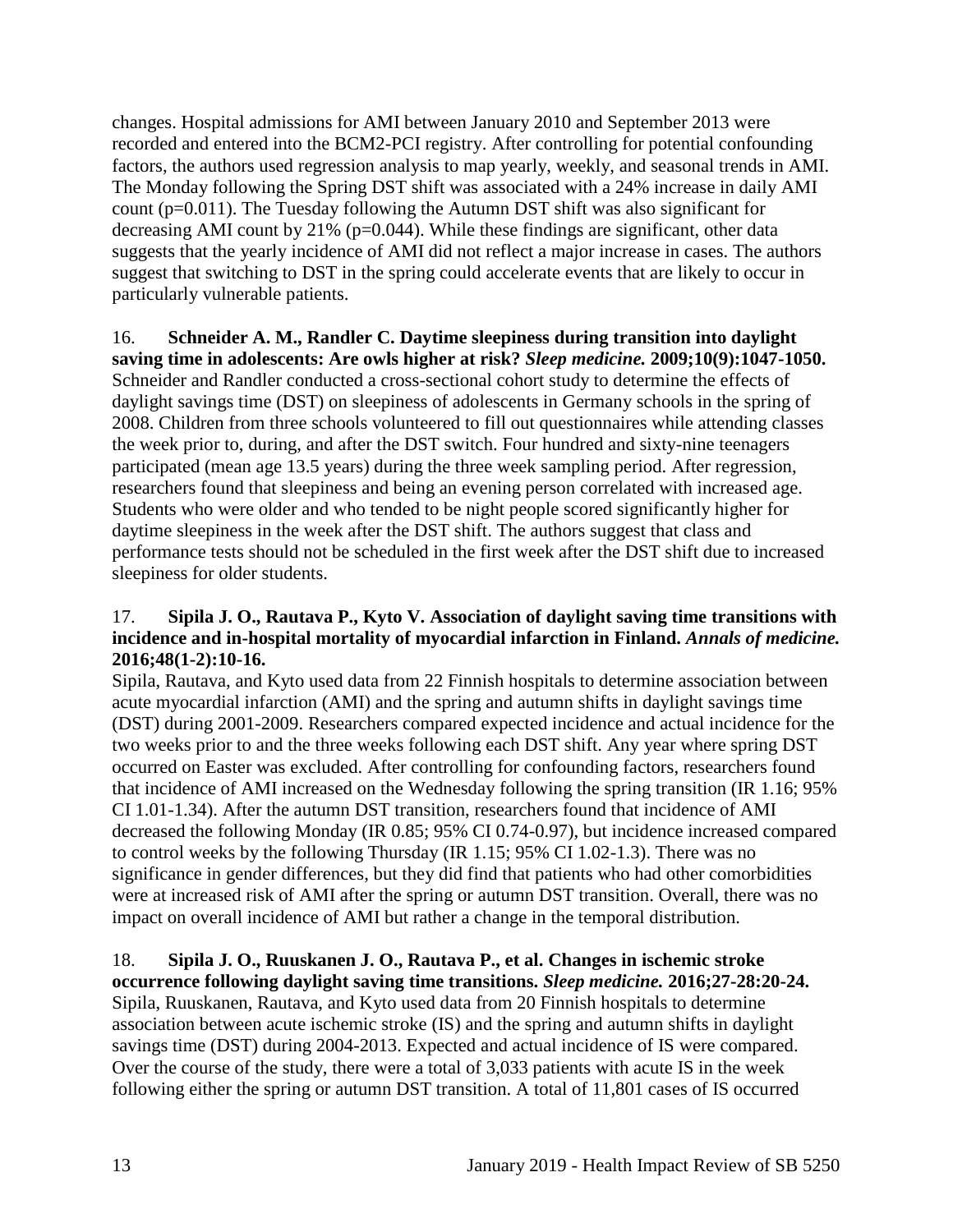changes. Hospital admissions for AMI between January 2010 and September 2013 were recorded and entered into the BCM2-PCI registry. After controlling for potential confounding factors, the authors used regression analysis to map yearly, weekly, and seasonal trends in AMI. The Monday following the Spring DST shift was associated with a 24% increase in daily AMI count (p=0.011). The Tuesday following the Autumn DST shift was also significant for decreasing AMI count by 21% (p=0.044). While these findings are significant, other data suggests that the yearly incidence of AMI did not reflect a major increase in cases. The authors suggest that switching to DST in the spring could accelerate events that are likely to occur in particularly vulnerable patients.

16. **Schneider A. M., Randler C. Daytime sleepiness during transition into daylight saving time in adolescents: Are owls higher at risk?** ***Sleep medicine.*** **2009;10(9):1047-1050.**
Schneider and Randler conducted a cross-sectional cohort study to determine the effects of daylight savings time (DST) on sleepiness of adolescents in Germany schools in the spring of 2008. Children from three schools volunteered to fill out questionnaires while attending classes the week prior to, during, and after the DST switch. Four hundred and sixty-nine teenagers participated (mean age 13.5 years) during the three week sampling period. After regression, researchers found that sleepiness and being an evening person correlated with increased age. Students who were older and who tended to be night people scored significantly higher for daytime sleepiness in the week after the DST shift. The authors suggest that class and performance tests should not be scheduled in the first week after the DST shift due to increased sleepiness for older students.

17. **Sipila J. O., Rautava P., Kyto V. Association of daylight saving time transitions with incidence and in-hospital mortality of myocardial infarction in Finland.** ***Annals of medicine.*** **2016;48(1-2):10-16.**
Sipila, Rautava, and Kyto used data from 22 Finnish hospitals to determine association between acute myocardial infarction (AMI) and the spring and autumn shifts in daylight savings time (DST) during 2001-2009. Researchers compared expected incidence and actual incidence for the two weeks prior to and the three weeks following each DST shift. Any year where spring DST occurred on Easter was excluded. After controlling for confounding factors, researchers found that incidence of AMI increased on the Wednesday following the spring transition (IR 1.16; 95% CI 1.01-1.34). After the autumn DST transition, researchers found that incidence of AMI decreased the following Monday (IR 0.85; 95% CI 0.74-0.97), but incidence increased compared to control weeks by the following Thursday (IR 1.15; 95% CI 1.02-1.3). There was no significance in gender differences, but they did find that patients who had other comorbidities were at increased risk of AMI after the spring or autumn DST transition. Overall, there was no impact on overall incidence of AMI but rather a change in the temporal distribution.

18. **Sipila J. O., Ruuskanen J. O., Rautava P., et al. Changes in ischemic stroke occurrence following daylight saving time transitions.** ***Sleep medicine.*** **2016;27-28:20-24.**
Sipila, Ruuskanen, Rautava, and Kyto used data from 20 Finnish hospitals to determine association between acute ischemic stroke (IS) and the spring and autumn shifts in daylight savings time (DST) during 2004-2013. Expected and actual incidence of IS were compared. Over the course of the study, there were a total of 3,033 patients with acute IS in the week following either the spring or autumn DST transition. A total of 11,801 cases of IS occurred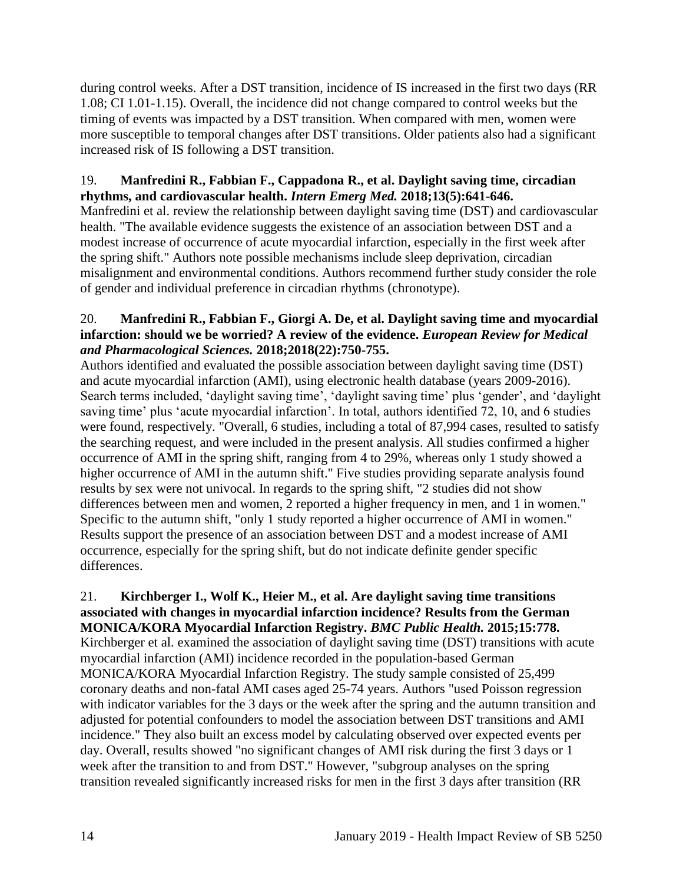during control weeks. After a DST transition, incidence of IS increased in the first two days (RR 1.08; CI 1.01-1.15). Overall, the incidence did not change compared to control weeks but the timing of events was impacted by a DST transition. When compared with men, women were more susceptible to temporal changes after DST transitions. Older patients also had a significant increased risk of IS following a DST transition.

19. **Manfredini R., Fabbian F., Cappadona R., et al. Daylight saving time, circadian rhythms, and cardiovascular health.** ***Intern Emerg Med.*** **2018;13(5):641-646.**
Manfredini et al. review the relationship between daylight saving time (DST) and cardiovascular health. "The available evidence suggests the existence of an association between DST and a modest increase of occurrence of acute myocardial infarction, especially in the first week after the spring shift." Authors note possible mechanisms include sleep deprivation, circadian misalignment and environmental conditions. Authors recommend further study consider the role of gender and individual preference in circadian rhythms (chronotype).

20. **Manfredini R., Fabbian F., Giorgi A. De, et al. Daylight saving time and myocardial infarction: should we be worried? A review of the evidence.** ***European Review for Medical and Pharmacological Sciences.*** **2018;2018(22):750-755.**
Authors identified and evaluated the possible association between daylight saving time (DST) and acute myocardial infarction (AMI), using electronic health database (years 2009-2016). Search terms included, 'daylight saving time', 'daylight saving time' plus 'gender', and 'daylight saving time' plus 'acute myocardial infarction'. In total, authors identified 72, 10, and 6 studies were found, respectively. "Overall, 6 studies, including a total of 87,994 cases, resulted to satisfy the searching request, and were included in the present analysis. All studies confirmed a higher occurrence of AMI in the spring shift, ranging from 4 to 29%, whereas only 1 study showed a higher occurrence of AMI in the autumn shift." Five studies providing separate analysis found results by sex were not univocal. In regards to the spring shift, "2 studies did not show differences between men and women, 2 reported a higher frequency in men, and 1 in women." Specific to the autumn shift, "only 1 study reported a higher occurrence of AMI in women." Results support the presence of an association between DST and a modest increase of AMI occurrence, especially for the spring shift, but do not indicate definite gender specific differences.

21. **Kirchberger I., Wolf K., Heier M., et al. Are daylight saving time transitions associated with changes in myocardial infarction incidence? Results from the German MONICA/KORA Myocardial Infarction Registry.** ***BMC Public Health.*** **2015;15:778.**
Kirchberger et al. examined the association of daylight saving time (DST) transitions with acute myocardial infarction (AMI) incidence recorded in the population-based German MONICA/KORA Myocardial Infarction Registry. The study sample consisted of 25,499 coronary deaths and non-fatal AMI cases aged 25-74 years. Authors "used Poisson regression with indicator variables for the 3 days or the week after the spring and the autumn transition and adjusted for potential confounders to model the association between DST transitions and AMI incidence." They also built an excess model by calculating observed over expected events per day. Overall, results showed "no significant changes of AMI risk during the first 3 days or 1 week after the transition to and from DST." However, "subgroup analyses on the spring transition revealed significantly increased risks for men in the first 3 days after transition (RR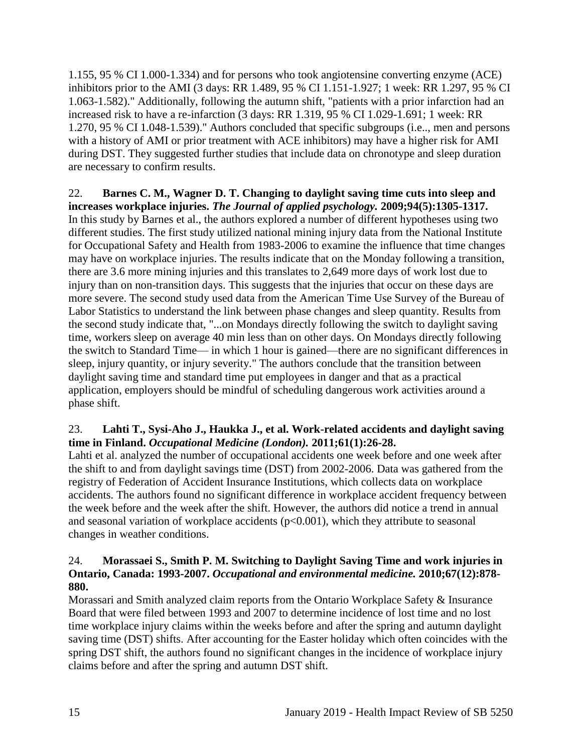1.155, 95 % CI 1.000-1.334) and for persons who took angiotensine converting enzyme (ACE) inhibitors prior to the AMI (3 days: RR 1.489, 95 % CI 1.151-1.927; 1 week: RR 1.297, 95 % CI 1.063-1.582)." Additionally, following the autumn shift, "patients with a prior infarction had an increased risk to have a re-infarction (3 days: RR 1.319, 95 % CI 1.029-1.691; 1 week: RR 1.270, 95 % CI 1.048-1.539)." Authors concluded that specific subgroups (i.e.., men and persons with a history of AMI or prior treatment with ACE inhibitors) may have a higher risk for AMI during DST. They suggested further studies that include data on chronotype and sleep duration are necessary to confirm results.

22. **Barnes C. M., Wagner D. T. Changing to daylight saving time cuts into sleep and increases workplace injuries.** ***The Journal of applied psychology.*** **2009;94(5):1305-1317.**
In this study by Barnes et al., the authors explored a number of different hypotheses using two different studies. The first study utilized national mining injury data from the National Institute for Occupational Safety and Health from 1983-2006 to examine the influence that time changes may have on workplace injuries. The results indicate that on the Monday following a transition, there are 3.6 more mining injuries and this translates to 2,649 more days of work lost due to injury than on non-transition days. This suggests that the injuries that occur on these days are more severe. The second study used data from the American Time Use Survey of the Bureau of Labor Statistics to understand the link between phase changes and sleep quantity. Results from the second study indicate that, "...on Mondays directly following the switch to daylight saving time, workers sleep on average 40 min less than on other days. On Mondays directly following the switch to Standard Time— in which 1 hour is gained—there are no significant differences in sleep, injury quantity, or injury severity." The authors conclude that the transition between daylight saving time and standard time put employees in danger and that as a practical application, employers should be mindful of scheduling dangerous work activities around a phase shift.

23. **Lahti T., Sysi-Aho J., Haukka J., et al. Work-related accidents and daylight saving time in Finland.** ***Occupational Medicine (London).*** **2011;61(1):26-28.**
Lahti et al. analyzed the number of occupational accidents one week before and one week after the shift to and from daylight savings time (DST) from 2002-2006. Data was gathered from the registry of Federation of Accident Insurance Institutions, which collects data on workplace accidents. The authors found no significant difference in workplace accident frequency between the week before and the week after the shift. However, the authors did notice a trend in annual and seasonal variation of workplace accidents ($p<0.001$), which they attribute to seasonal changes in weather conditions.

24. **Morassaei S., Smith P. M. Switching to Daylight Saving Time and work injuries in Ontario, Canada: 1993-2007.** ***Occupational and environmental medicine.*** **2010;67(12):878-880.**
Morassari and Smith analyzed claim reports from the Ontario Workplace Safety & Insurance Board that were filed between 1993 and 2007 to determine incidence of lost time and no lost time workplace injury claims within the weeks before and after the spring and autumn daylight saving time (DST) shifts. After accounting for the Easter holiday which often coincides with the spring DST shift, the authors found no significant changes in the incidence of workplace injury claims before and after the spring and autumn DST shift.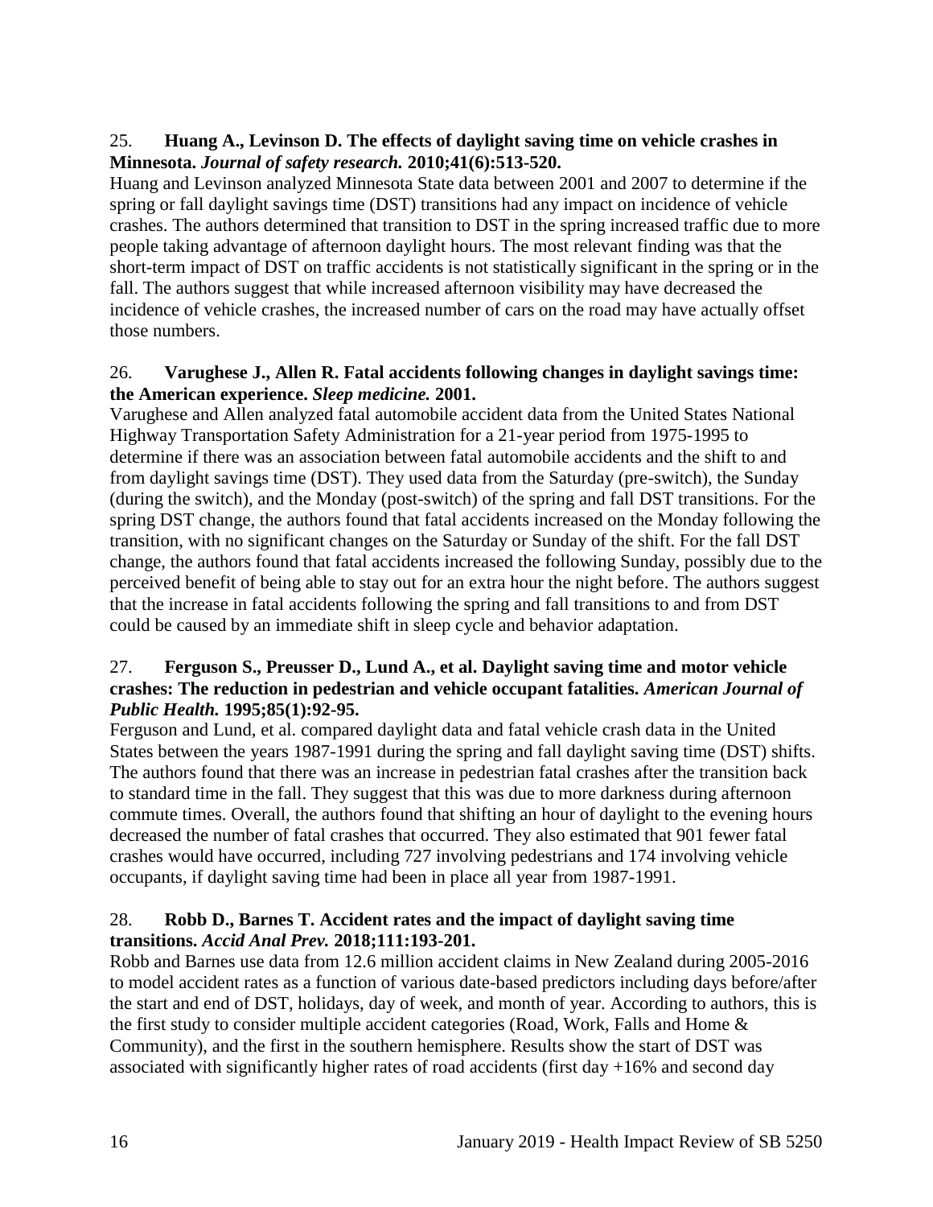25. **Huang A., Levinson D. The effects of daylight saving time on vehicle crashes in Minnesota.** ***Journal of safety research.*** **2010;41(6):513-520.**

Huang and Levinson analyzed Minnesota State data between 2001 and 2007 to determine if the spring or fall daylight savings time (DST) transitions had any impact on incidence of vehicle crashes. The authors determined that transition to DST in the spring increased traffic due to more people taking advantage of afternoon daylight hours. The most relevant finding was that the short-term impact of DST on traffic accidents is not statistically significant in the spring or in the fall. The authors suggest that while increased afternoon visibility may have decreased the incidence of vehicle crashes, the increased number of cars on the road may have actually offset those numbers.

26. **Varughese J., Allen R. Fatal accidents following changes in daylight savings time: the American experience.** ***Sleep medicine.*** **2001.**

Varughese and Allen analyzed fatal automobile accident data from the United States National Highway Transportation Safety Administration for a 21-year period from 1975-1995 to determine if there was an association between fatal automobile accidents and the shift to and from daylight savings time (DST). They used data from the Saturday (pre-switch), the Sunday (during the switch), and the Monday (post-switch) of the spring and fall DST transitions. For the spring DST change, the authors found that fatal accidents increased on the Monday following the transition, with no significant changes on the Saturday or Sunday of the shift. For the fall DST change, the authors found that fatal accidents increased the following Sunday, possibly due to the perceived benefit of being able to stay out for an extra hour the night before. The authors suggest that the increase in fatal accidents following the spring and fall transitions to and from DST could be caused by an immediate shift in sleep cycle and behavior adaptation.

27. **Ferguson S., Preusser D., Lund A., et al. Daylight saving time and motor vehicle crashes: The reduction in pedestrian and vehicle occupant fatalities.** ***American Journal of Public Health.*** **1995;85(1):92-95.**

Ferguson and Lund, et al. compared daylight data and fatal vehicle crash data in the United States between the years 1987-1991 during the spring and fall daylight saving time (DST) shifts. The authors found that there was an increase in pedestrian fatal crashes after the transition back to standard time in the fall. They suggest that this was due to more darkness during afternoon commute times. Overall, the authors found that shifting an hour of daylight to the evening hours decreased the number of fatal crashes that occurred. They also estimated that 901 fewer fatal crashes would have occurred, including 727 involving pedestrians and 174 involving vehicle occupants, if daylight saving time had been in place all year from 1987-1991.

28. **Robb D., Barnes T. Accident rates and the impact of daylight saving time transitions.** ***Accid Anal Prev.*** **2018;111:193-201.**

Robb and Barnes use data from 12.6 million accident claims in New Zealand during 2005-2016 to model accident rates as a function of various date-based predictors including days before/after the start and end of DST, holidays, day of week, and month of year. According to authors, this is the first study to consider multiple accident categories (Road, Work, Falls and Home & Community), and the first in the southern hemisphere. Results show the start of DST was associated with significantly higher rates of road accidents (first day +16% and second day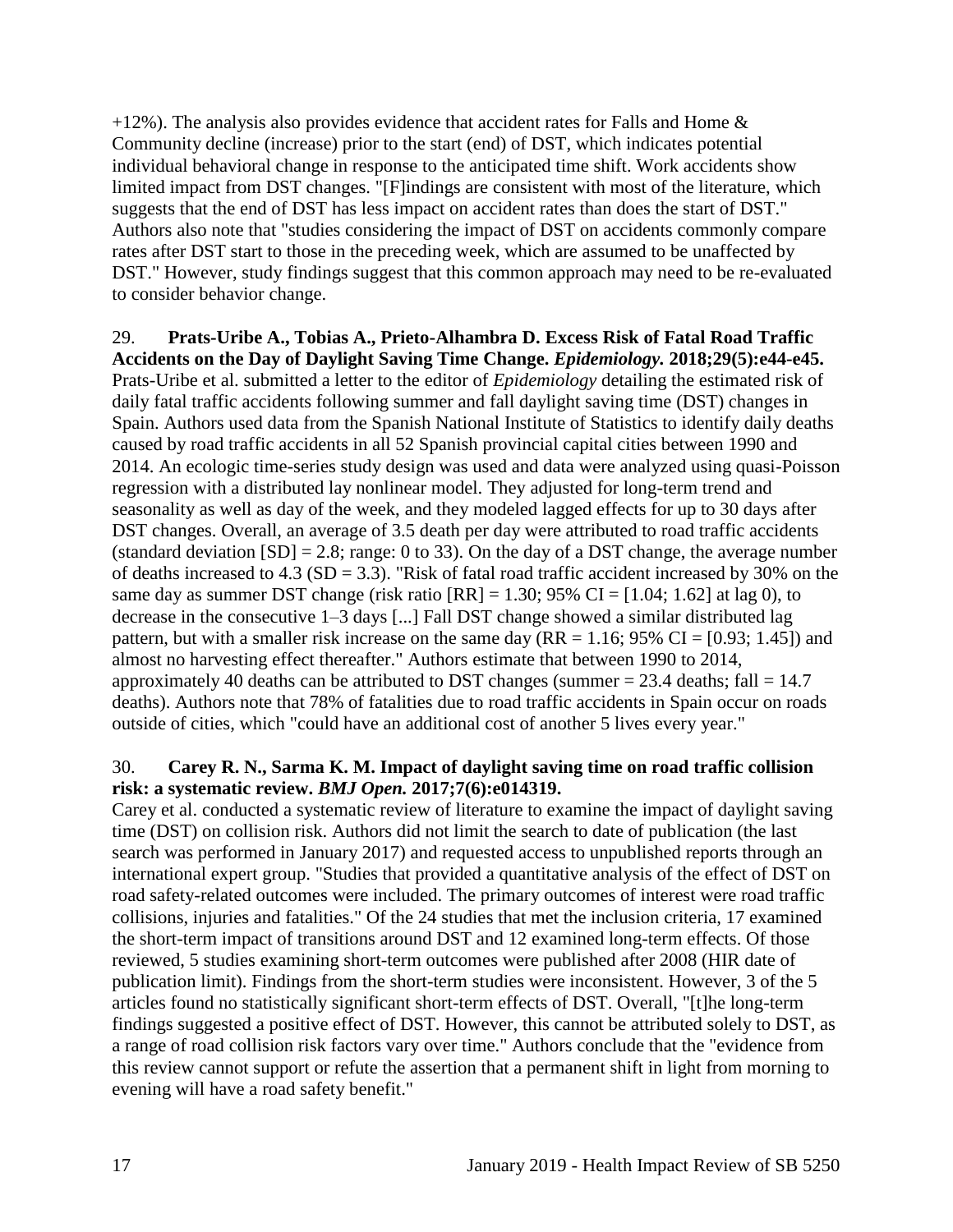+12%). The analysis also provides evidence that accident rates for Falls and Home & Community decline (increase) prior to the start (end) of DST, which indicates potential individual behavioral change in response to the anticipated time shift. Work accidents show limited impact from DST changes. "[F]indings are consistent with most of the literature, which suggests that the end of DST has less impact on accident rates than does the start of DST." Authors also note that "studies considering the impact of DST on accidents commonly compare rates after DST start to those in the preceding week, which are assumed to be unaffected by DST." However, study findings suggest that this common approach may need to be re-evaluated to consider behavior change.

29. **Prats-Uribe A., Tobias A., Prieto-Alhambra D. Excess Risk of Fatal Road Traffic Accidents on the Day of Daylight Saving Time Change. *Epidemiology.* 2018;29(5):e44-e45.** Prats-Uribe et al. submitted a letter to the editor of *Epidemiology* detailing the estimated risk of daily fatal traffic accidents following summer and fall daylight saving time (DST) changes in Spain. Authors used data from the Spanish National Institute of Statistics to identify daily deaths caused by road traffic accidents in all 52 Spanish provincial capital cities between 1990 and 2014. An ecologic time-series study design was used and data were analyzed using quasi-Poisson regression with a distributed lay nonlinear model. They adjusted for long-term trend and seasonality as well as day of the week, and they modeled lagged effects for up to 30 days after DST changes. Overall, an average of 3.5 death per day were attributed to road traffic accidents (standard deviation [SD] = 2.8; range: 0 to 33). On the day of a DST change, the average number of deaths increased to 4.3 (SD = 3.3). "Risk of fatal road traffic accident increased by 30% on the same day as summer DST change (risk ratio [RR] = 1.30; 95% CI = [1.04; 1.62] at lag 0), to decrease in the consecutive 1–3 days [...] Fall DST change showed a similar distributed lag pattern, but with a smaller risk increase on the same day (RR = 1.16; 95% CI = [0.93; 1.45]) and almost no harvesting effect thereafter." Authors estimate that between 1990 to 2014, approximately 40 deaths can be attributed to DST changes (summer = 23.4 deaths; fall = 14.7 deaths). Authors note that 78% of fatalities due to road traffic accidents in Spain occur on roads outside of cities, which "could have an additional cost of another 5 lives every year."

30. **Carey R. N., Sarma K. M. Impact of daylight saving time on road traffic collision risk: a systematic review. *BMJ Open.* 2017;7(6):e014319.**
Carey et al. conducted a systematic review of literature to examine the impact of daylight saving time (DST) on collision risk. Authors did not limit the search to date of publication (the last search was performed in January 2017) and requested access to unpublished reports through an international expert group. "Studies that provided a quantitative analysis of the effect of DST on road safety-related outcomes were included. The primary outcomes of interest were road traffic collisions, injuries and fatalities." Of the 24 studies that met the inclusion criteria, 17 examined the short-term impact of transitions around DST and 12 examined long-term effects. Of those reviewed, 5 studies examining short-term outcomes were published after 2008 (HIR date of publication limit). Findings from the short-term studies were inconsistent. However, 3 of the 5 articles found no statistically significant short-term effects of DST. Overall, "[t]he long-term findings suggested a positive effect of DST. However, this cannot be attributed solely to DST, as a range of road collision risk factors vary over time." Authors conclude that the "evidence from this review cannot support or refute the assertion that a permanent shift in light from morning to evening will have a road safety benefit."